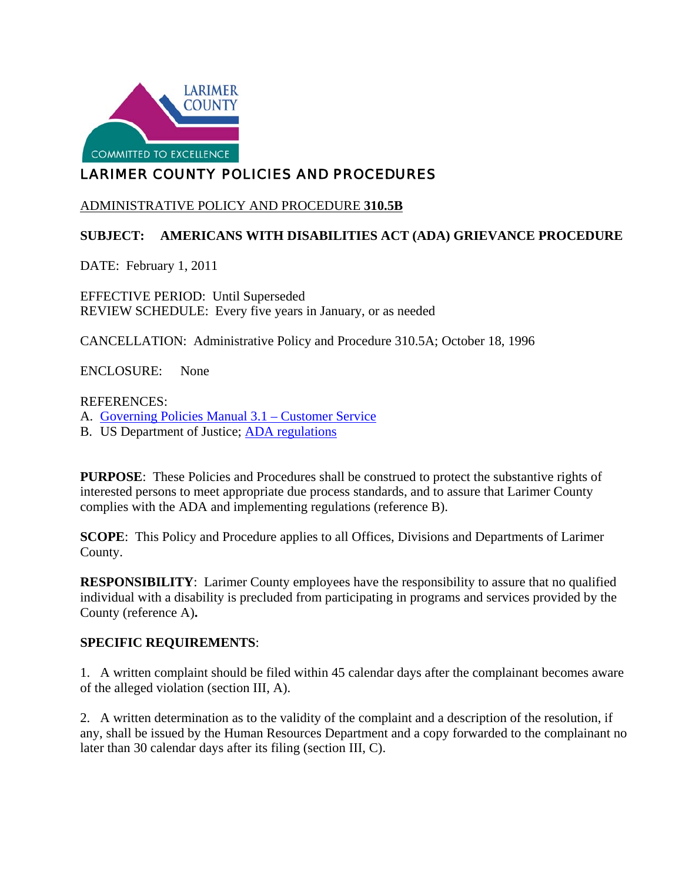LARIMER COUNTY

COMMITTED TO EXCELLENCE

# LARIMER COUNTY POLICIES AND PROCEDURES

ADMINISTRATIVE POLICY AND PROCEDURE **310.5B**

**SUBJECT: AMERICANS WITH DISABILITIES ACT (ADA) GRIEVANCE PROCEDURE**

DATE: February 1, 2011

EFFECTIVE PERIOD: Until Superseded
REVIEW SCHEDULE: Every five years in January, or as needed

CANCELLATION: Administrative Policy and Procedure 310.5A; October 18, 1996

ENCLOSURE: None

REFERENCES:
A. Governing Policies Manual 3.1 – Customer Service
B. US Department of Justice; ADA regulations

**PURPOSE**: These Policies and Procedures shall be construed to protect the substantive rights of interested persons to meet appropriate due process standards, and to assure that Larimer County complies with the ADA and implementing regulations (reference B).

**SCOPE**: This Policy and Procedure applies to all Offices, Divisions and Departments of Larimer County.

**RESPONSIBILITY**: Larimer County employees have the responsibility to assure that no qualified individual with a disability is precluded from participating in programs and services provided by the County (reference A)**.**

**SPECIFIC REQUIREMENTS**:

1. A written complaint should be filed within 45 calendar days after the complainant becomes aware of the alleged violation (section III, A).

2. A written determination as to the validity of the complaint and a description of the resolution, if any, shall be issued by the Human Resources Department and a copy forwarded to the complainant no later than 30 calendar days after its filing (section III, C).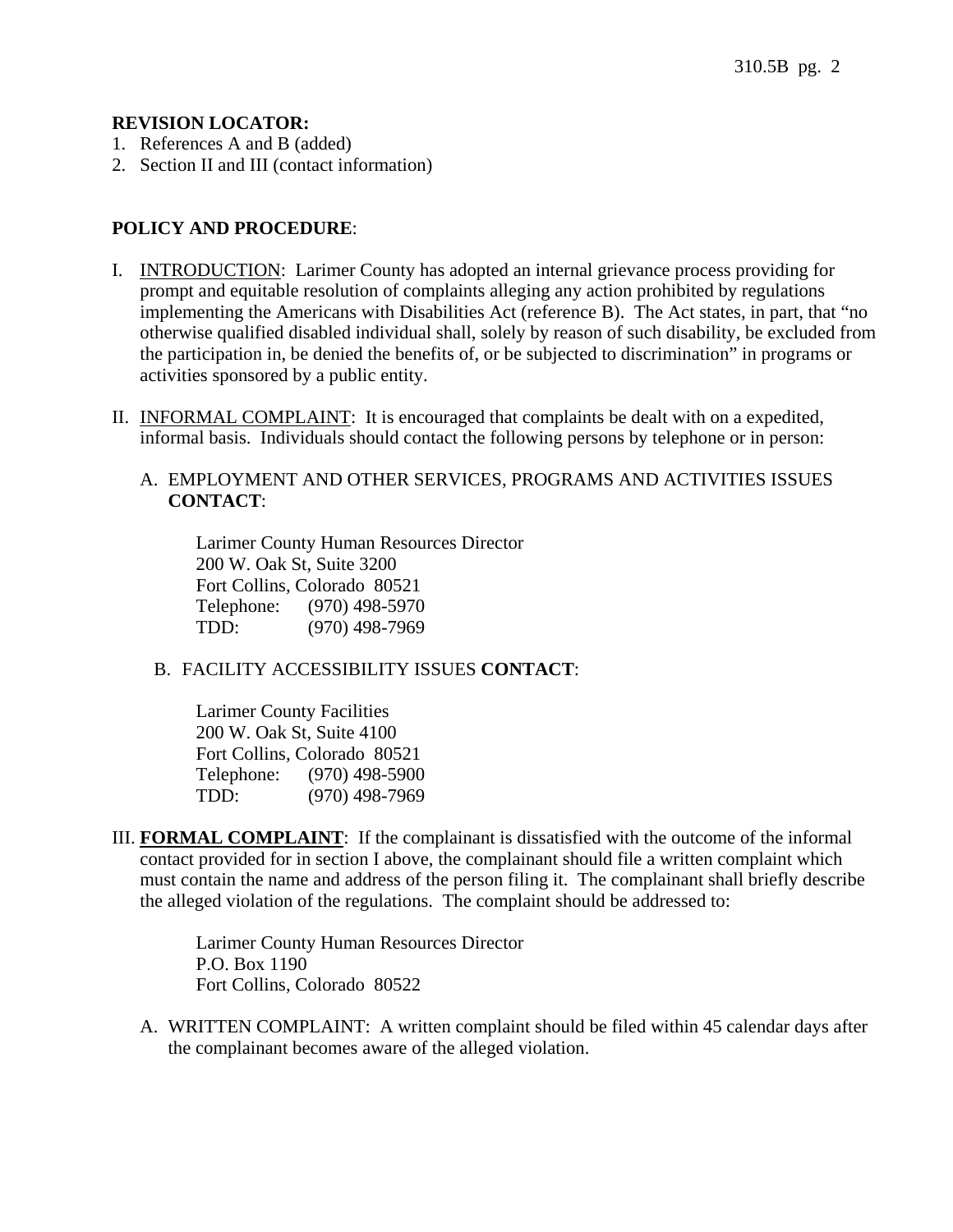**REVISION LOCATOR:**

1. References A and B (added)
2. Section II and III (contact information)

**POLICY AND PROCEDURE**:

I. <u>INTRODUCTION</u>: Larimer County has adopted an internal grievance process providing for prompt and equitable resolution of complaints alleging any action prohibited by regulations implementing the Americans with Disabilities Act (reference B). The Act states, in part, that "no otherwise qualified disabled individual shall, solely by reason of such disability, be excluded from the participation in, be denied the benefits of, or be subjected to discrimination" in programs or activities sponsored by a public entity.

II. <u>INFORMAL COMPLAINT</u>: It is encouraged that complaints be dealt with on a expedited, informal basis. Individuals should contact the following persons by telephone or in person:

A. EMPLOYMENT AND OTHER SERVICES, PROGRAMS AND ACTIVITIES ISSUES **CONTACT**:

Larimer County Human Resources Director
200 W. Oak St, Suite 3200
Fort Collins, Colorado 80521
Telephone: (970) 498-5970
TDD: (970) 498-7969

B. FACILITY ACCESSIBILITY ISSUES **CONTACT**:

Larimer County Facilities
200 W. Oak St, Suite 4100
Fort Collins, Colorado 80521
Telephone: (970) 498-5900
TDD: (970) 498-7969

III. **<u>FORMAL COMPLAINT</u>**: If the complainant is dissatisfied with the outcome of the informal contact provided for in section I above, the complainant should file a written complaint which must contain the name and address of the person filing it. The complainant shall briefly describe the alleged violation of the regulations. The complaint should be addressed to:

Larimer County Human Resources Director
P.O. Box 1190
Fort Collins, Colorado 80522

A. WRITTEN COMPLAINT: A written complaint should be filed within 45 calendar days after the complainant becomes aware of the alleged violation.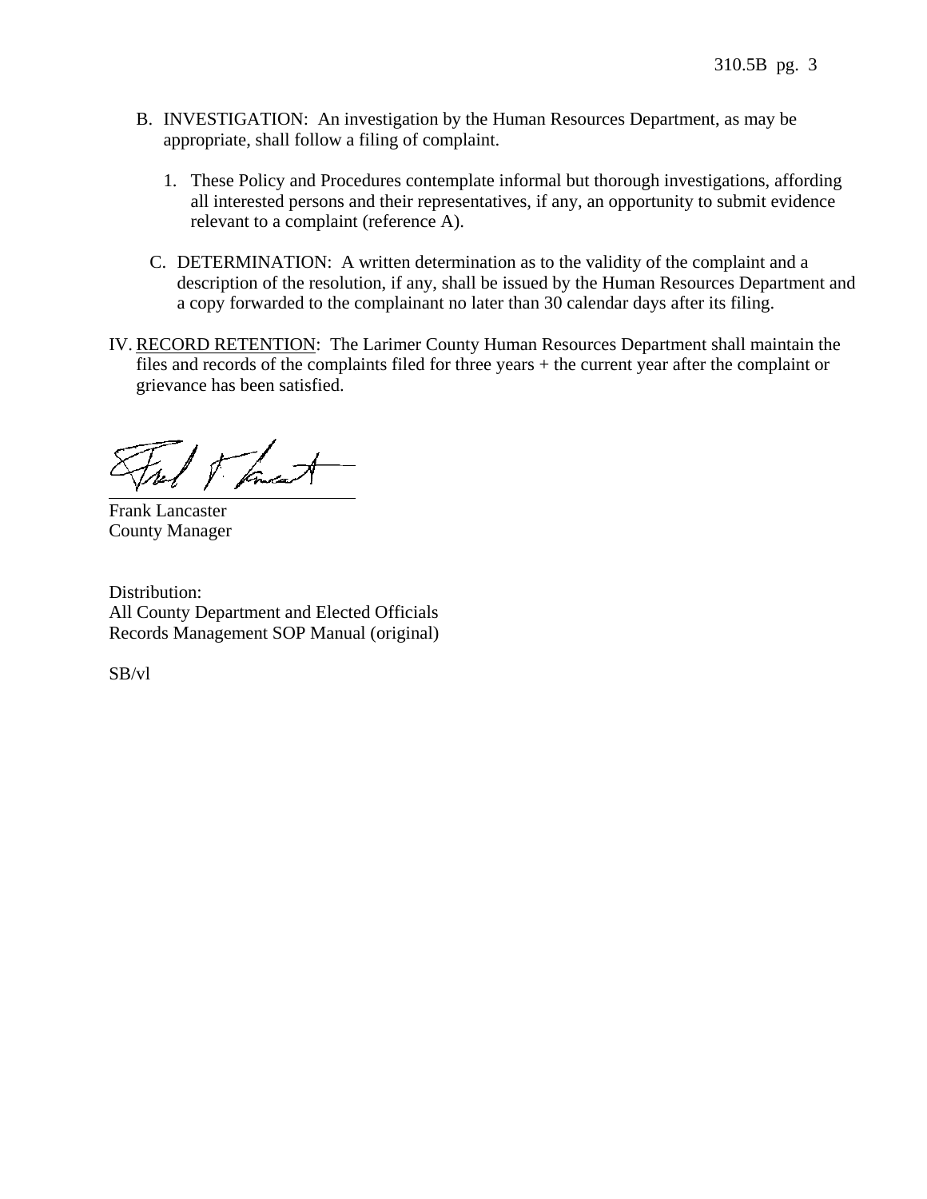B. INVESTIGATION: An investigation by the Human Resources Department, as may be appropriate, shall follow a filing of complaint.

   1. These Policy and Procedures contemplate informal but thorough investigations, affording all interested persons and their representatives, if any, an opportunity to submit evidence relevant to a complaint (reference A).

C. DETERMINATION: A written determination as to the validity of the complaint and a description of the resolution, if any, shall be issued by the Human Resources Department and a copy forwarded to the complainant no later than 30 calendar days after its filing.

IV. <u>RECORD RETENTION</u>: The Larimer County Human Resources Department shall maintain the files and records of the complaints filed for three years + the current year after the complaint or grievance has been satisfied.

Frank Lancaster
County Manager

Distribution:
All County Department and Elected Officials
Records Management SOP Manual (original)

SB/vl